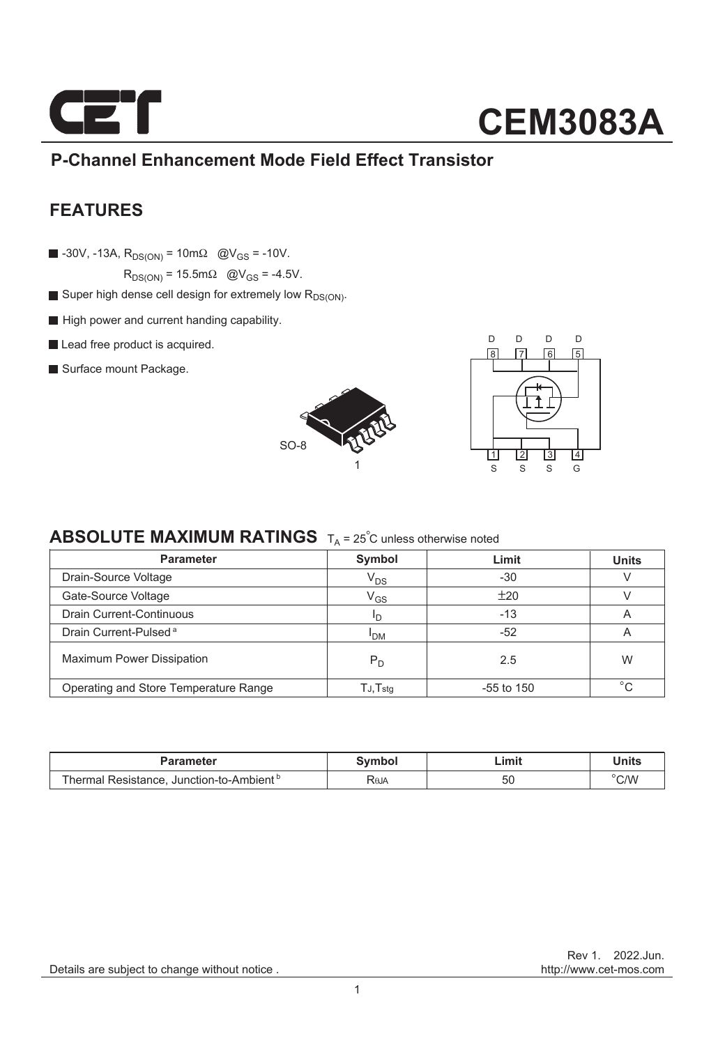# CEM3083A

## P-Channel Enhancement Mode Field Effect Transistor

## FEATURES

- -30V, -13A, $R_{DS(ON)}$ = 10mΩ @$V_{GS}$ = -10V.
  $R_{DS(ON)}$ = 15.5mΩ @$V_{GS}$ = -4.5V.
- Super high dense cell design for extremely low $R_{DS(ON)}$.
- High power and current handing capability.
- Lead free product is acquired.
- Surface mount Package.

SO-8

D D D D
8 7 6 5
1 2 3 4
S S S G

## ABSOLUTE MAXIMUM RATINGS $T_A$ = 25°C unless otherwise noted

| Parameter | Symbol | Limit | Units |
|---|---|---|---|
| Drain-Source Voltage | $V_{DS}$ | -30 | V |
| Gate-Source Voltage | $V_{GS}$ | ±20 | V |
| Drain Current-Continuous | $I_D$ | -13 | A |
| Drain Current-Pulsed [a] | $I_{DM}$ | -52 | A |
| Maximum Power Dissipation | $P_D$ | 2.5 | W |
| Operating and Store Temperature Range | $T_J$,$T_{stg}$ | -55 to 150 | °C |

| Parameter | Symbol | Limit | Units |
|---|---|---|---|
| Thermal Resistance, Junction-to-Ambient [b] | $R_{\theta JA}$ | 50 | °C/W |

Rev 1. 2022.Jun.
http://www.cet-mos.com

Details are subject to change without notice .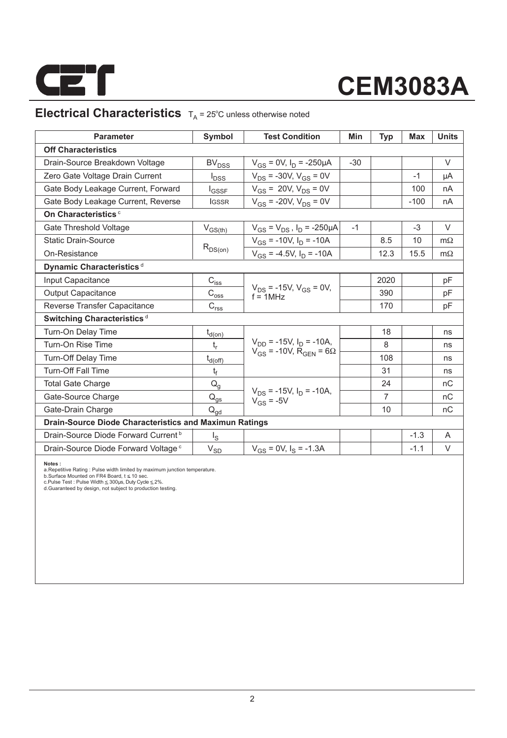# CEM3083A

## Electrical Characteristics $T_A = 25^{\circ}C$ unless otherwise noted

| Parameter | Symbol | Test Condition | Min | Typ | Max | Units |
|---|---|---|---|---|---|---|
| **Off Characteristics** | | | | | | |
| Drain-Source Breakdown Voltage | $BV_{DSS}$ | $V_{GS}$ = 0V, $I_D$ = -250µA | -30 | | | V |
| Zero Gate Voltage Drain Current | $I_{DSS}$ | $V_{DS}$ = -30V, $V_{GS}$ = 0V | | | -1 | µA |
| Gate Body Leakage Current, Forward | $I_{GSSF}$ | $V_{GS}$ = 20V, $V_{DS}$ = 0V | | | 100 | nA |
| Gate Body Leakage Current, Reverse | $I_{GSSR}$ | $V_{GS}$ = -20V, $V_{DS}$ = 0V | | | -100 | nA |
| **On Characteristics** [c] | | | | | | |
| Gate Threshold Voltage | $V_{GS(th)}$ | $V_{GS}$ = $V_{DS}$ , $I_D$ = -250µA | -1 | | -3 | V |
| Static Drain-Source | $R_{DS(on)}$ | $V_{GS}$ = -10V, $I_D$ = -10A | | 8.5 | 10 | mΩ |
| On-Resistance | | $V_{GS}$ = -4.5V, $I_D$ = -10A | | 12.3 | 15.5 | mΩ |
| **Dynamic Characteristics** [d] | | | | | | |
| Input Capacitance | $C_{iss}$ | $V_{DS}$ = -15V, $V_{GS}$ = 0V, f = 1MHz | | 2020 | | pF |
| Output Capacitance | $C_{oss}$ | | | 390 | | pF |
| Reverse Transfer Capacitance | $C_{rss}$ | | | 170 | | pF |
| **Switching Characteristics** [d] | | | | | | |
| Turn-On Delay Time | $t_{d(on)}$ | $V_{DD}$ = -15V, $I_D$ = -10A, $V_{GS}$ = -10V, $R_{GEN}$ = 6Ω | | 18 | | ns |
| Turn-On Rise Time | $t_r$ | | | 8 | | ns |
| Turn-Off Delay Time | $t_{d(off)}$ | | | 108 | | ns |
| Turn-Off Fall Time | $t_f$ | | | 31 | | ns |
| Total Gate Charge | $Q_g$ | $V_{DS}$ = -15V, $I_D$ = -10A, $V_{GS}$ = -5V | | 24 | | nC |
| Gate-Source Charge | $Q_{gs}$ | | | 7 | | nC |
| Gate-Drain Charge | $Q_{gd}$ | | | 10 | | nC |
| **Drain-Source Diode Characteristics and Maximun Ratings** | | | | | | |
| Drain-Source Diode Forward Current [b] | $I_S$ | | | | -1.3 | A |
| Drain-Source Diode Forward Voltage [c] | $V_{SD}$ | $V_{GS}$ = 0V, $I_S$ = -1.3A | | | -1.1 | V |

**Notes :**
a.Repetitive Rating : Pulse width limited by maximum junction temperature.
b.Surface Mounted on FR4 Board, t ≤ 10 sec.
c.Pulse Test : Pulse Width ≤ 300µs, Duty Cycle ≤ 2%.
d.Guaranteed by design, not subject to production testing.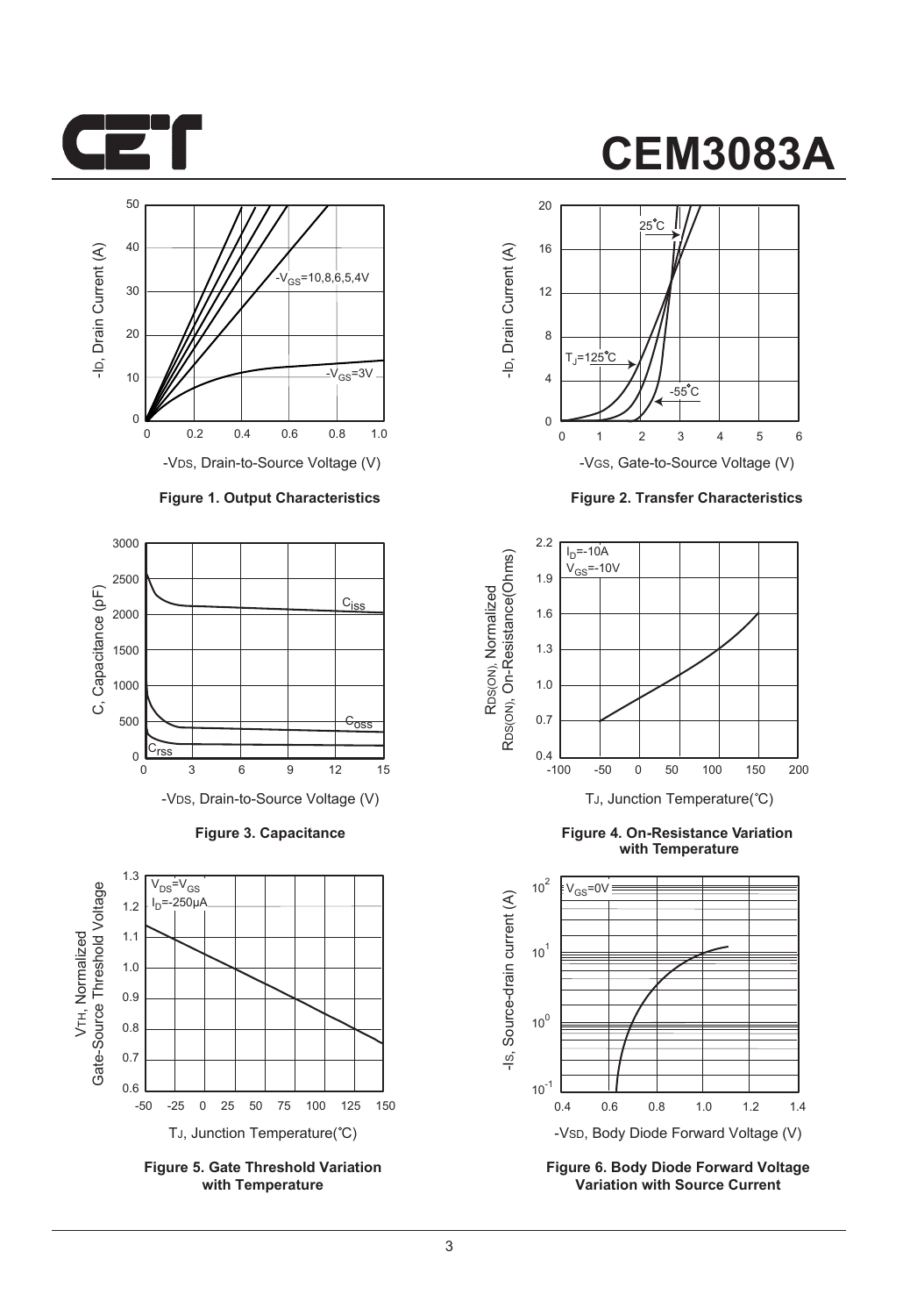# CEM3083A

**Figure 1. Output Characteristics**

**Figure 2. Transfer Characteristics**

**Figure 3. Capacitance**

**Figure 4. On-Resistance Variation with Temperature**

**Figure 5. Gate Threshold Variation with Temperature**

**Figure 6. Body Diode Forward Voltage Variation with Source Current**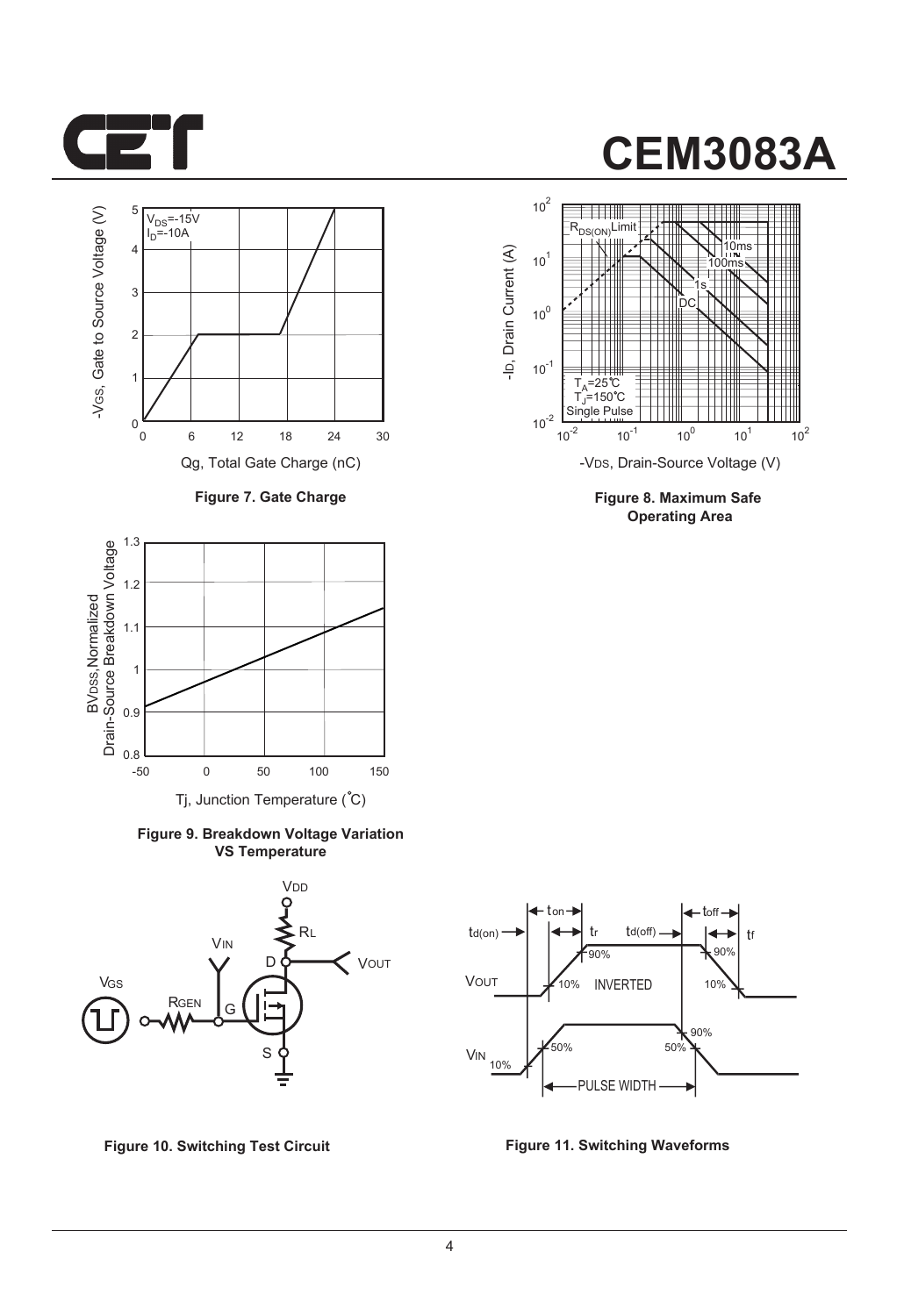# CEM3083A

Figure 7. Gate Charge

Figure 8. Maximum Safe Operating Area

Figure 9. Breakdown Voltage Variation VS Temperature

Figure 10. Switching Test Circuit

Figure 11. Switching Waveforms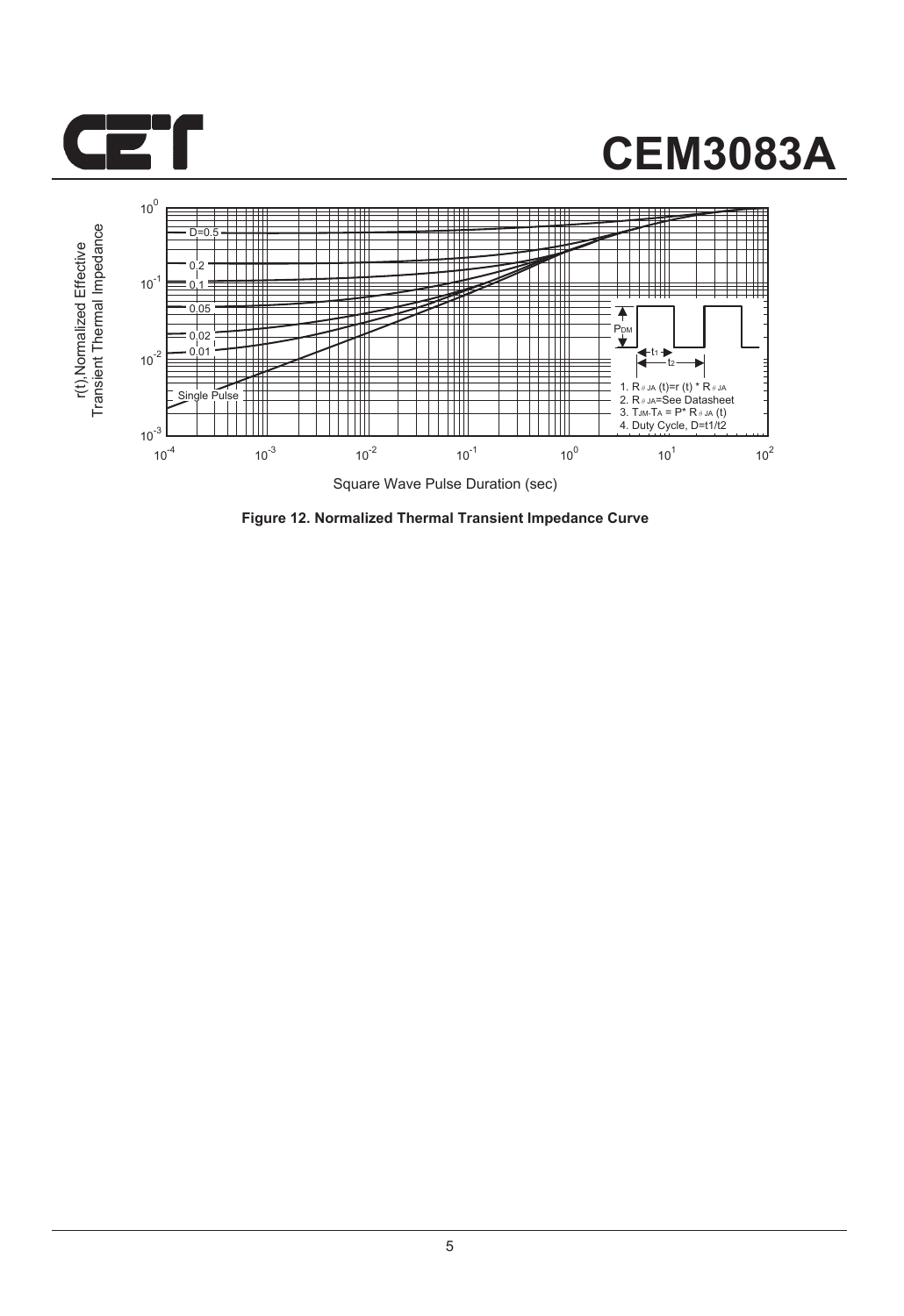# CEM3083A

r(t),Normalized Effective Transient Thermal Impedance

$10^{0}$

$10^{-1}$

$10^{-2}$

$10^{-3}$

D=0.5

0.2

0.1

0.05

0.02

0.01

Single Pulse

$P_{DM}$

$t_1$

$t_2$

1. $R_{\theta JA}(t) = r(t) * R_{\theta JA}$
2. $R_{\theta JA}$=See Datasheet
3. $T_{JM}-T_A = P* R_{\theta JA}(t)$
4. Duty Cycle, D=t1/t2

$10^{-4}$ $10^{-3}$ $10^{-2}$ $10^{-1}$ $10^{0}$ $10^{1}$ $10^{2}$

Square Wave Pulse Duration (sec)

**Figure 12. Normalized Thermal Transient Impedance Curve**